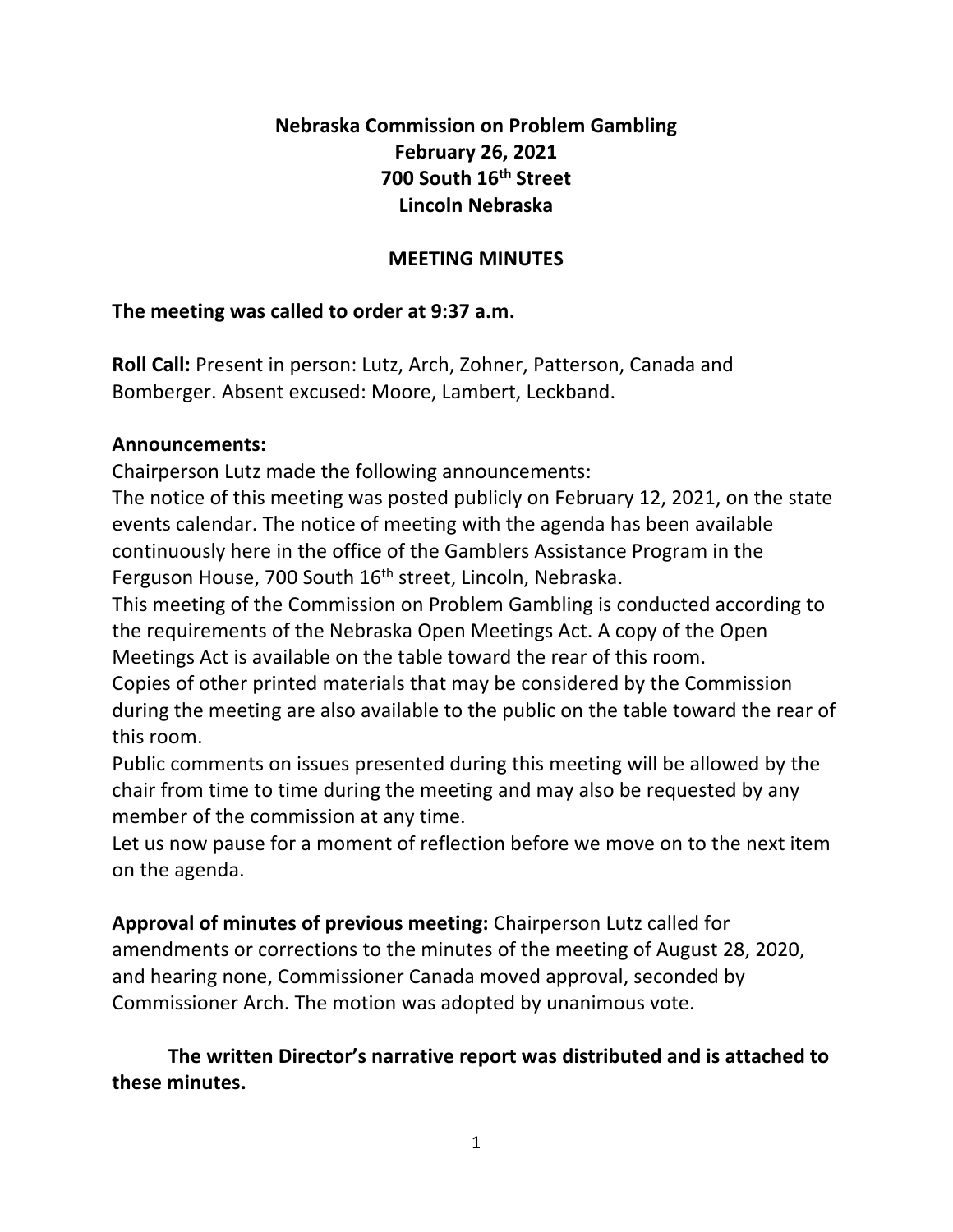# Nebraska Commission on Problem Gambling
## February 26, 2021
## 700 South 16th Street
## Lincoln Nebraska

## MEETING MINUTES

**The meeting was called to order at 9:37 a.m.**

**Roll Call:** Present in person: Lutz, Arch, Zohner, Patterson, Canada and Bomberger. Absent excused: Moore, Lambert, Leckband.

**Announcements:**

Chairperson Lutz made the following announcements:

The notice of this meeting was posted publicly on February 12, 2021, on the state events calendar. The notice of meeting with the agenda has been available continuously here in the office of the Gamblers Assistance Program in the Ferguson House, 700 South 16th street, Lincoln, Nebraska.

This meeting of the Commission on Problem Gambling is conducted according to the requirements of the Nebraska Open Meetings Act. A copy of the Open Meetings Act is available on the table toward the rear of this room.

Copies of other printed materials that may be considered by the Commission during the meeting are also available to the public on the table toward the rear of this room.

Public comments on issues presented during this meeting will be allowed by the chair from time to time during the meeting and may also be requested by any member of the commission at any time.

Let us now pause for a moment of reflection before we move on to the next item on the agenda.

**Approval of minutes of previous meeting:** Chairperson Lutz called for amendments or corrections to the minutes of the meeting of August 28, 2020, and hearing none, Commissioner Canada moved approval, seconded by Commissioner Arch. The motion was adopted by unanimous vote.

**The written Director's narrative report was distributed and is attached to these minutes.**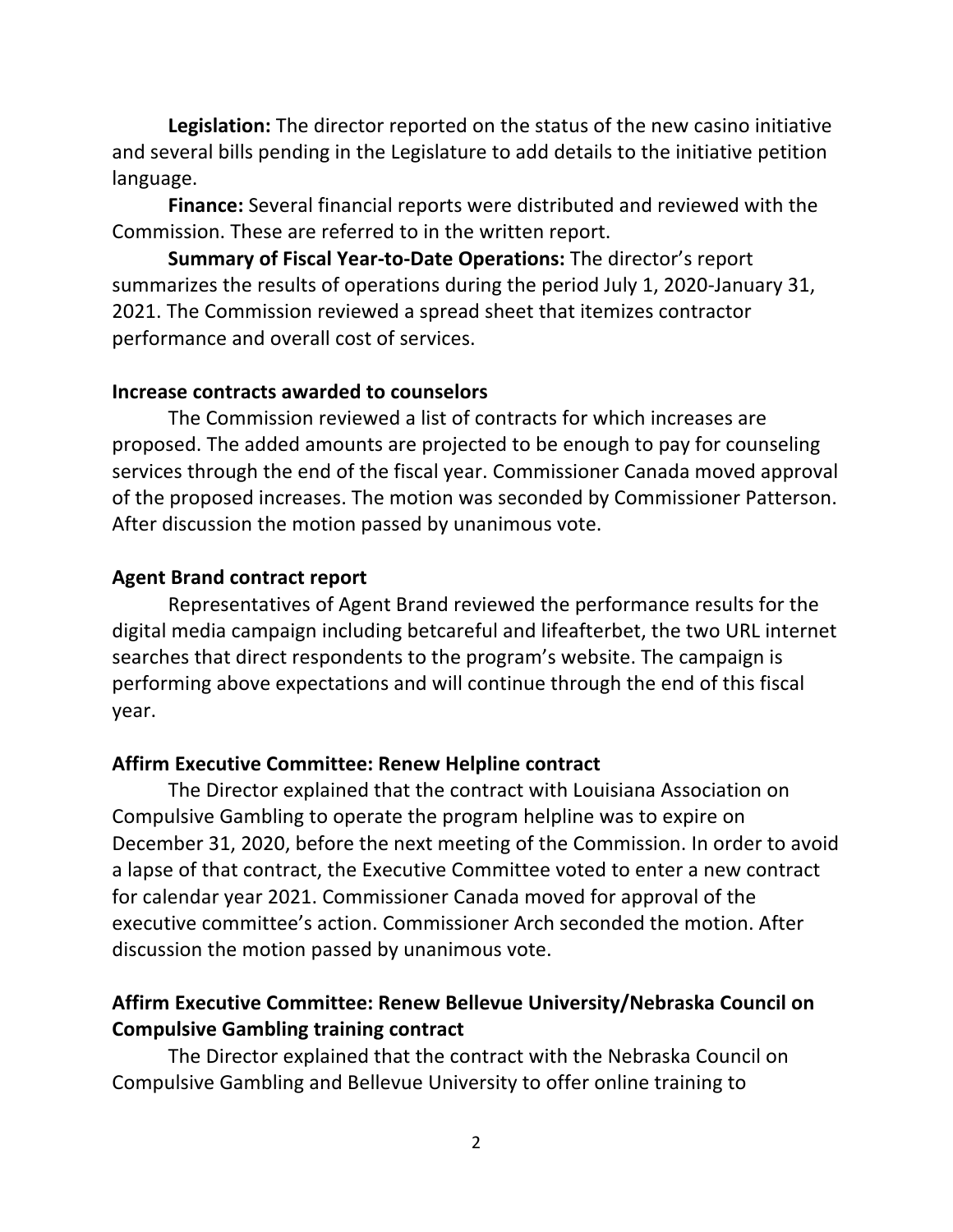**Legislation:** The director reported on the status of the new casino initiative and several bills pending in the Legislature to add details to the initiative petition language.

**Finance:** Several financial reports were distributed and reviewed with the Commission. These are referred to in the written report.

**Summary of Fiscal Year-to-Date Operations:** The director's report summarizes the results of operations during the period July 1, 2020-January 31, 2021. The Commission reviewed a spread sheet that itemizes contractor performance and overall cost of services.

**Increase contracts awarded to counselors**

The Commission reviewed a list of contracts for which increases are proposed. The added amounts are projected to be enough to pay for counseling services through the end of the fiscal year. Commissioner Canada moved approval of the proposed increases. The motion was seconded by Commissioner Patterson. After discussion the motion passed by unanimous vote.

**Agent Brand contract report**

Representatives of Agent Brand reviewed the performance results for the digital media campaign including betcareful and lifeafterbet, the two URL internet searches that direct respondents to the program's website. The campaign is performing above expectations and will continue through the end of this fiscal year.

**Affirm Executive Committee: Renew Helpline contract**

The Director explained that the contract with Louisiana Association on Compulsive Gambling to operate the program helpline was to expire on December 31, 2020, before the next meeting of the Commission. In order to avoid a lapse of that contract, the Executive Committee voted to enter a new contract for calendar year 2021. Commissioner Canada moved for approval of the executive committee's action. Commissioner Arch seconded the motion. After discussion the motion passed by unanimous vote.

**Affirm Executive Committee: Renew Bellevue University/Nebraska Council on Compulsive Gambling training contract**

The Director explained that the contract with the Nebraska Council on Compulsive Gambling and Bellevue University to offer online training to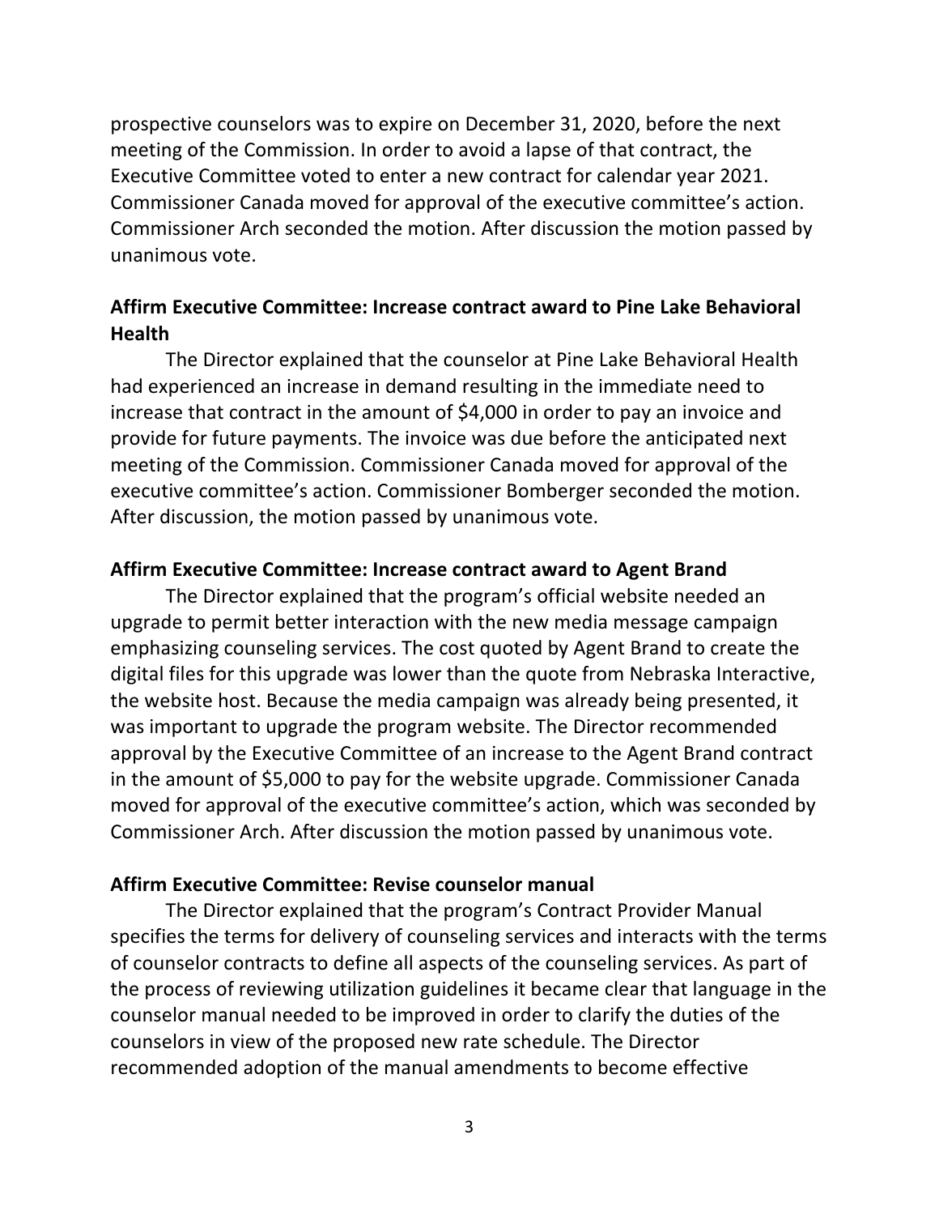prospective counselors was to expire on December 31, 2020, before the next meeting of the Commission. In order to avoid a lapse of that contract, the Executive Committee voted to enter a new contract for calendar year 2021. Commissioner Canada moved for approval of the executive committee's action. Commissioner Arch seconded the motion. After discussion the motion passed by unanimous vote.

**Affirm Executive Committee: Increase contract award to Pine Lake Behavioral Health**

The Director explained that the counselor at Pine Lake Behavioral Health had experienced an increase in demand resulting in the immediate need to increase that contract in the amount of $4,000 in order to pay an invoice and provide for future payments. The invoice was due before the anticipated next meeting of the Commission. Commissioner Canada moved for approval of the executive committee's action. Commissioner Bomberger seconded the motion. After discussion, the motion passed by unanimous vote.

**Affirm Executive Committee: Increase contract award to Agent Brand**

The Director explained that the program's official website needed an upgrade to permit better interaction with the new media message campaign emphasizing counseling services. The cost quoted by Agent Brand to create the digital files for this upgrade was lower than the quote from Nebraska Interactive, the website host. Because the media campaign was already being presented, it was important to upgrade the program website. The Director recommended approval by the Executive Committee of an increase to the Agent Brand contract in the amount of $5,000 to pay for the website upgrade. Commissioner Canada moved for approval of the executive committee's action, which was seconded by Commissioner Arch. After discussion the motion passed by unanimous vote.

**Affirm Executive Committee: Revise counselor manual**

The Director explained that the program's Contract Provider Manual specifies the terms for delivery of counseling services and interacts with the terms of counselor contracts to define all aspects of the counseling services. As part of the process of reviewing utilization guidelines it became clear that language in the counselor manual needed to be improved in order to clarify the duties of the counselors in view of the proposed new rate schedule. The Director recommended adoption of the manual amendments to become effective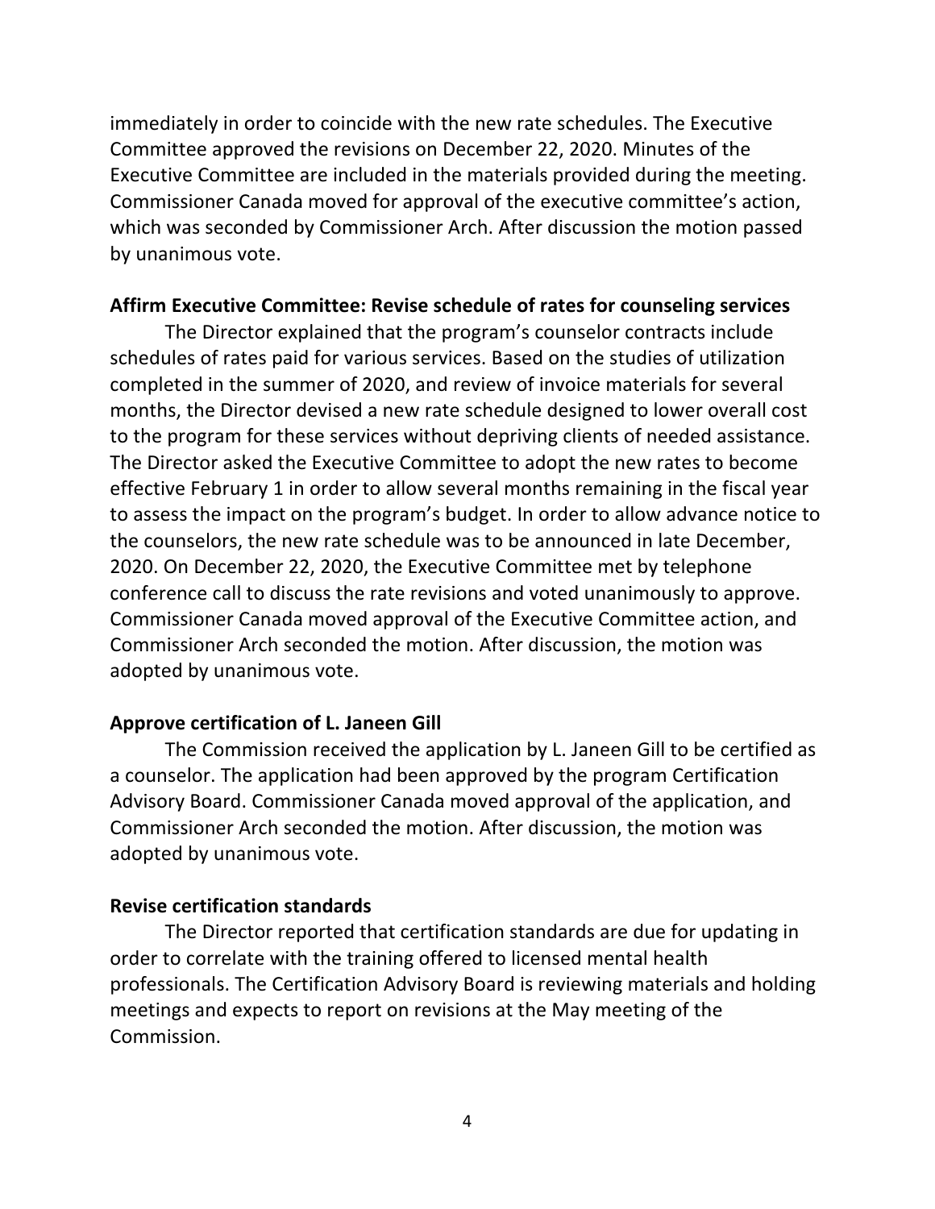immediately in order to coincide with the new rate schedules. The Executive Committee approved the revisions on December 22, 2020. Minutes of the Executive Committee are included in the materials provided during the meeting. Commissioner Canada moved for approval of the executive committee's action, which was seconded by Commissioner Arch. After discussion the motion passed by unanimous vote.

**Affirm Executive Committee: Revise schedule of rates for counseling services**

The Director explained that the program's counselor contracts include schedules of rates paid for various services. Based on the studies of utilization completed in the summer of 2020, and review of invoice materials for several months, the Director devised a new rate schedule designed to lower overall cost to the program for these services without depriving clients of needed assistance. The Director asked the Executive Committee to adopt the new rates to become effective February 1 in order to allow several months remaining in the fiscal year to assess the impact on the program's budget. In order to allow advance notice to the counselors, the new rate schedule was to be announced in late December, 2020. On December 22, 2020, the Executive Committee met by telephone conference call to discuss the rate revisions and voted unanimously to approve. Commissioner Canada moved approval of the Executive Committee action, and Commissioner Arch seconded the motion. After discussion, the motion was adopted by unanimous vote.

**Approve certification of L. Janeen Gill**

The Commission received the application by L. Janeen Gill to be certified as a counselor. The application had been approved by the program Certification Advisory Board. Commissioner Canada moved approval of the application, and Commissioner Arch seconded the motion. After discussion, the motion was adopted by unanimous vote.

**Revise certification standards**

The Director reported that certification standards are due for updating in order to correlate with the training offered to licensed mental health professionals. The Certification Advisory Board is reviewing materials and holding meetings and expects to report on revisions at the May meeting of the Commission.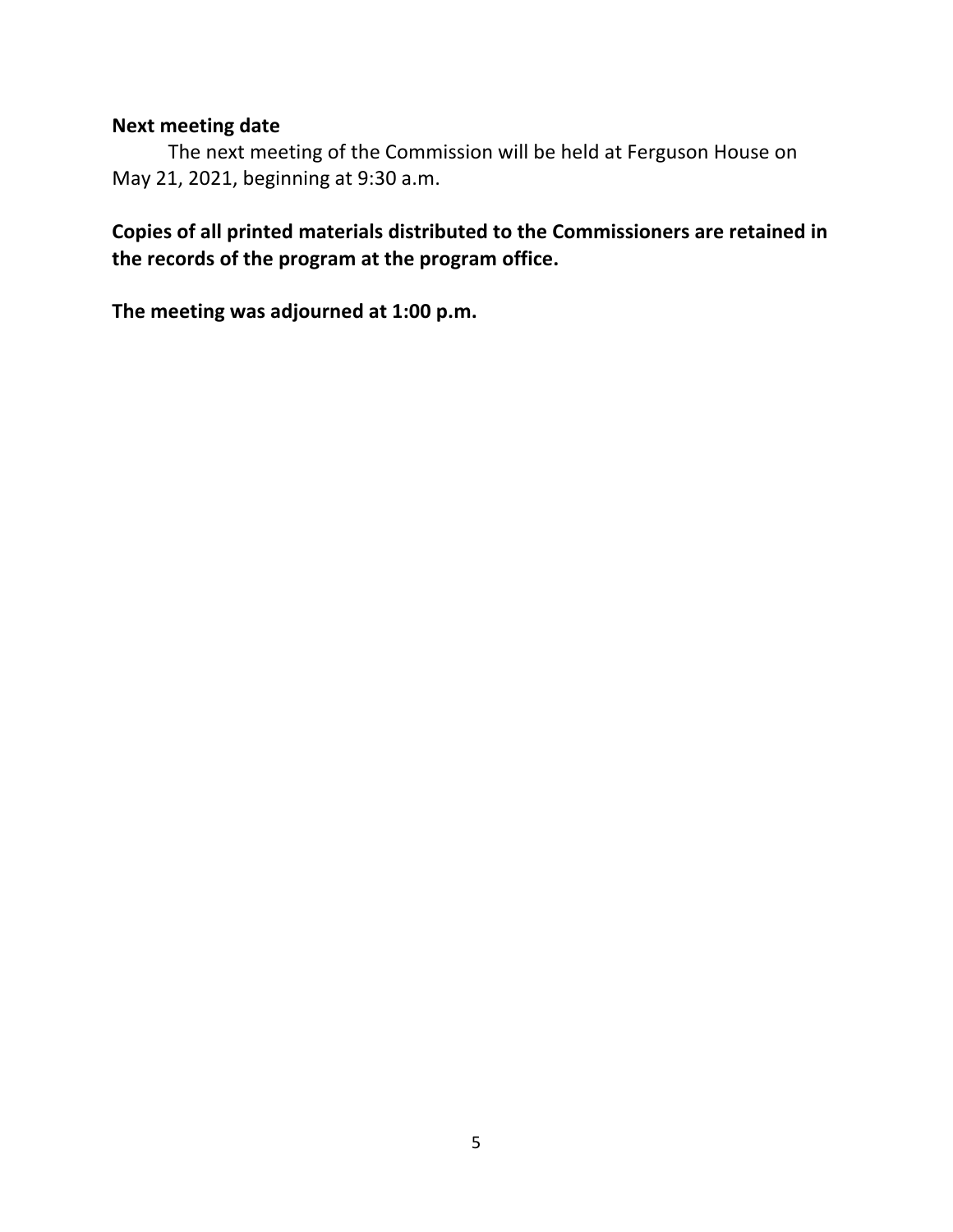**Next meeting date**

The next meeting of the Commission will be held at Ferguson House on May 21, 2021, beginning at 9:30 a.m.

**Copies of all printed materials distributed to the Commissioners are retained in the records of the program at the program office.**

**The meeting was adjourned at 1:00 p.m.**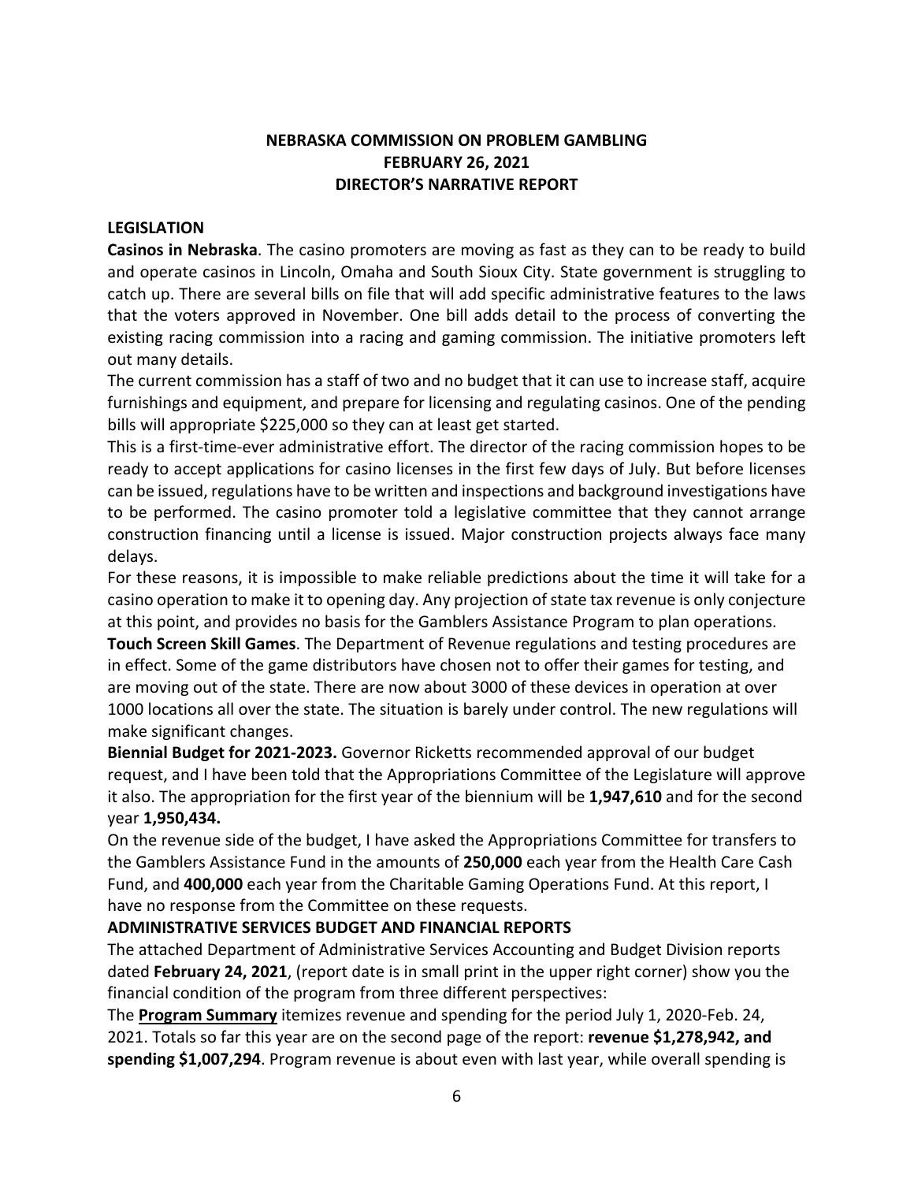**NEBRASKA COMMISSION ON PROBLEM GAMBLING**
**FEBRUARY 26, 2021**
**DIRECTOR'S NARRATIVE REPORT**

## LEGISLATION

**Casinos in Nebraska**. The casino promoters are moving as fast as they can to be ready to build and operate casinos in Lincoln, Omaha and South Sioux City. State government is struggling to catch up. There are several bills on file that will add specific administrative features to the laws that the voters approved in November. One bill adds detail to the process of converting the existing racing commission into a racing and gaming commission. The initiative promoters left out many details.

The current commission has a staff of two and no budget that it can use to increase staff, acquire furnishings and equipment, and prepare for licensing and regulating casinos. One of the pending bills will appropriate $225,000 so they can at least get started.

This is a first-time-ever administrative effort. The director of the racing commission hopes to be ready to accept applications for casino licenses in the first few days of July. But before licenses can be issued, regulations have to be written and inspections and background investigations have to be performed. The casino promoter told a legislative committee that they cannot arrange construction financing until a license is issued. Major construction projects always face many delays.

For these reasons, it is impossible to make reliable predictions about the time it will take for a casino operation to make it to opening day. Any projection of state tax revenue is only conjecture at this point, and provides no basis for the Gamblers Assistance Program to plan operations.

**Touch Screen Skill Games**. The Department of Revenue regulations and testing procedures are in effect. Some of the game distributors have chosen not to offer their games for testing, and are moving out of the state. There are now about 3000 of these devices in operation at over 1000 locations all over the state. The situation is barely under control. The new regulations will make significant changes.

**Biennial Budget for 2021-2023.** Governor Ricketts recommended approval of our budget request, and I have been told that the Appropriations Committee of the Legislature will approve it also. The appropriation for the first year of the biennium will be **1,947,610** and for the second year **1,950,434.**

On the revenue side of the budget, I have asked the Appropriations Committee for transfers to the Gamblers Assistance Fund in the amounts of **250,000** each year from the Health Care Cash Fund, and **400,000** each year from the Charitable Gaming Operations Fund. At this report, I have no response from the Committee on these requests.

## ADMINISTRATIVE SERVICES BUDGET AND FINANCIAL REPORTS

The attached Department of Administrative Services Accounting and Budget Division reports dated **February 24, 2021**, (report date is in small print in the upper right corner) show you the financial condition of the program from three different perspectives:

The **Program Summary** itemizes revenue and spending for the period July 1, 2020-Feb. 24, 2021. Totals so far this year are on the second page of the report: **revenue $1,278,942, and spending $1,007,294**. Program revenue is about even with last year, while overall spending is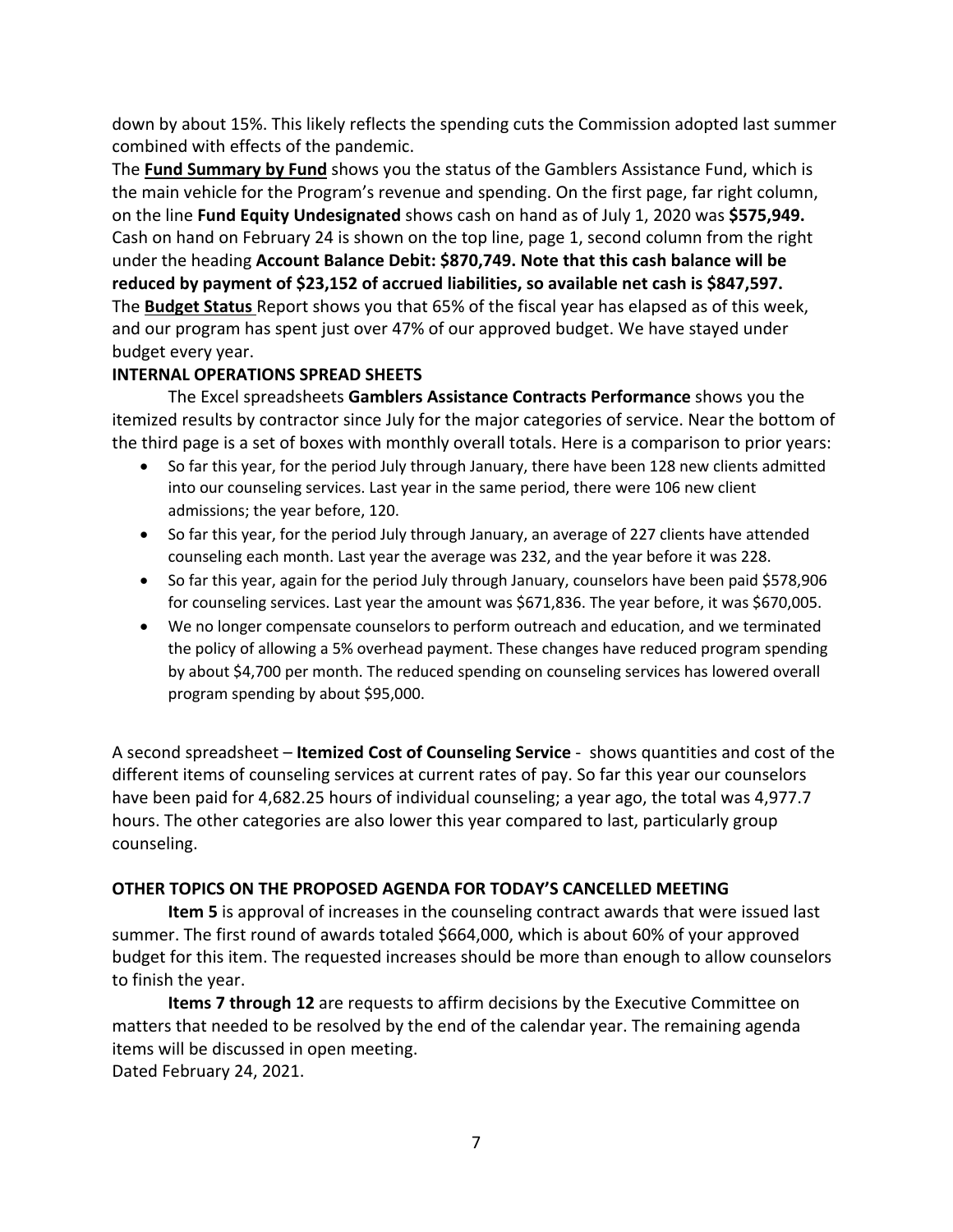down by about 15%. This likely reflects the spending cuts the Commission adopted last summer combined with effects of the pandemic.

The **Fund Summary by Fund** shows you the status of the Gamblers Assistance Fund, which is the main vehicle for the Program's revenue and spending. On the first page, far right column, on the line **Fund Equity Undesignated** shows cash on hand as of July 1, 2020 was **$575,949.** Cash on hand on February 24 is shown on the top line, page 1, second column from the right under the heading **Account Balance Debit: $870,749. Note that this cash balance will be reduced by payment of $23,152 of accrued liabilities, so available net cash is $847,597.**

The **Budget Status** Report shows you that 65% of the fiscal year has elapsed as of this week, and our program has spent just over 47% of our approved budget. We have stayed under budget every year.

**INTERNAL OPERATIONS SPREAD SHEETS**

The Excel spreadsheets **Gamblers Assistance Contracts Performance** shows you the itemized results by contractor since July for the major categories of service. Near the bottom of the third page is a set of boxes with monthly overall totals. Here is a comparison to prior years:

- So far this year, for the period July through January, there have been 128 new clients admitted into our counseling services. Last year in the same period, there were 106 new client admissions; the year before, 120.
- So far this year, for the period July through January, an average of 227 clients have attended counseling each month. Last year the average was 232, and the year before it was 228.
- So far this year, again for the period July through January, counselors have been paid $578,906 for counseling services. Last year the amount was $671,836. The year before, it was $670,005.
- We no longer compensate counselors to perform outreach and education, and we terminated the policy of allowing a 5% overhead payment. These changes have reduced program spending by about $4,700 per month. The reduced spending on counseling services has lowered overall program spending by about $95,000.

A second spreadsheet – **Itemized Cost of Counseling Service** - shows quantities and cost of the different items of counseling services at current rates of pay. So far this year our counselors have been paid for 4,682.25 hours of individual counseling; a year ago, the total was 4,977.7 hours. The other categories are also lower this year compared to last, particularly group counseling.

**OTHER TOPICS ON THE PROPOSED AGENDA FOR TODAY'S CANCELLED MEETING**

**Item 5** is approval of increases in the counseling contract awards that were issued last summer. The first round of awards totaled $664,000, which is about 60% of your approved budget for this item. The requested increases should be more than enough to allow counselors to finish the year.

**Items 7 through 12** are requests to affirm decisions by the Executive Committee on matters that needed to be resolved by the end of the calendar year. The remaining agenda items will be discussed in open meeting.

Dated February 24, 2021.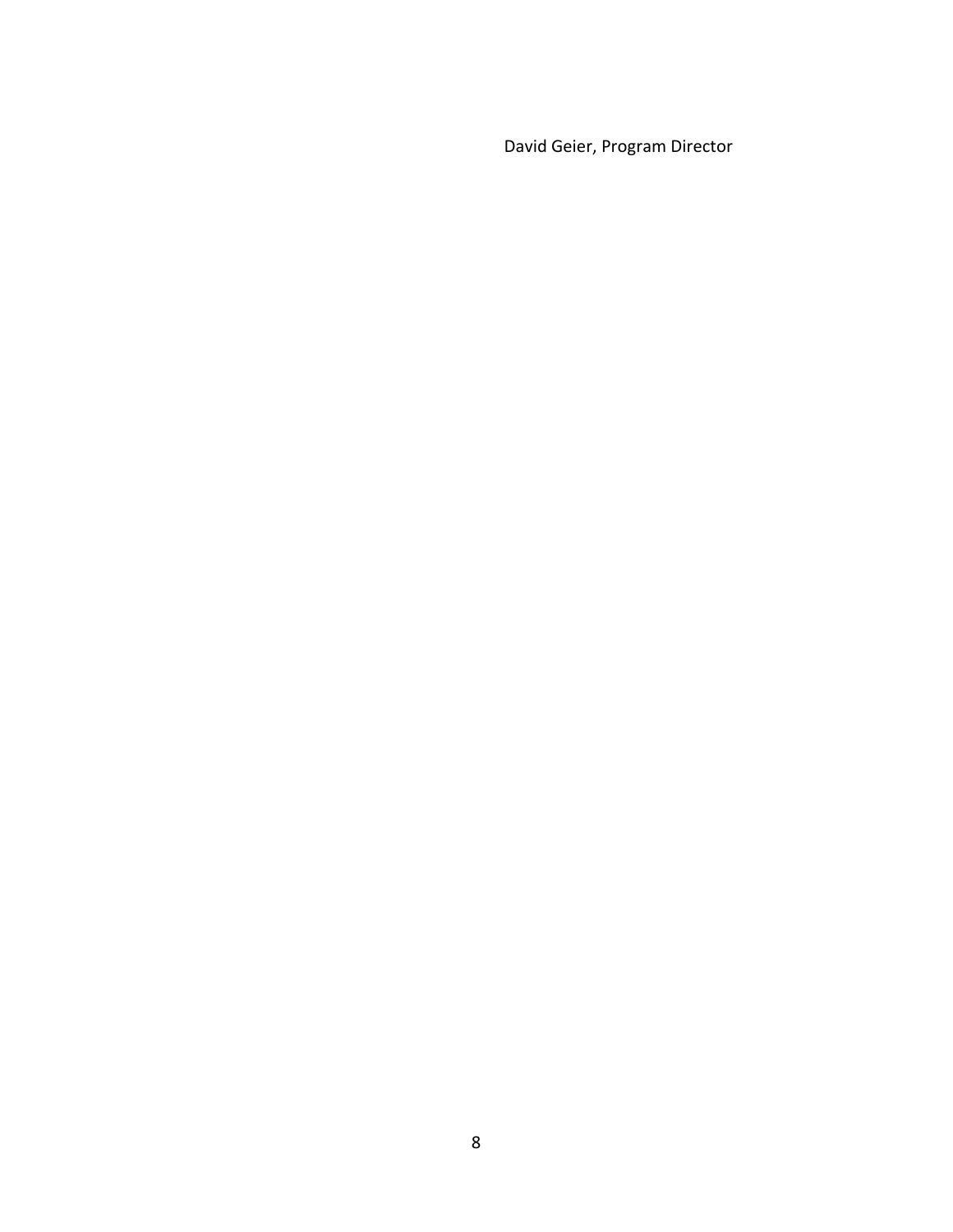David Geier, Program Director